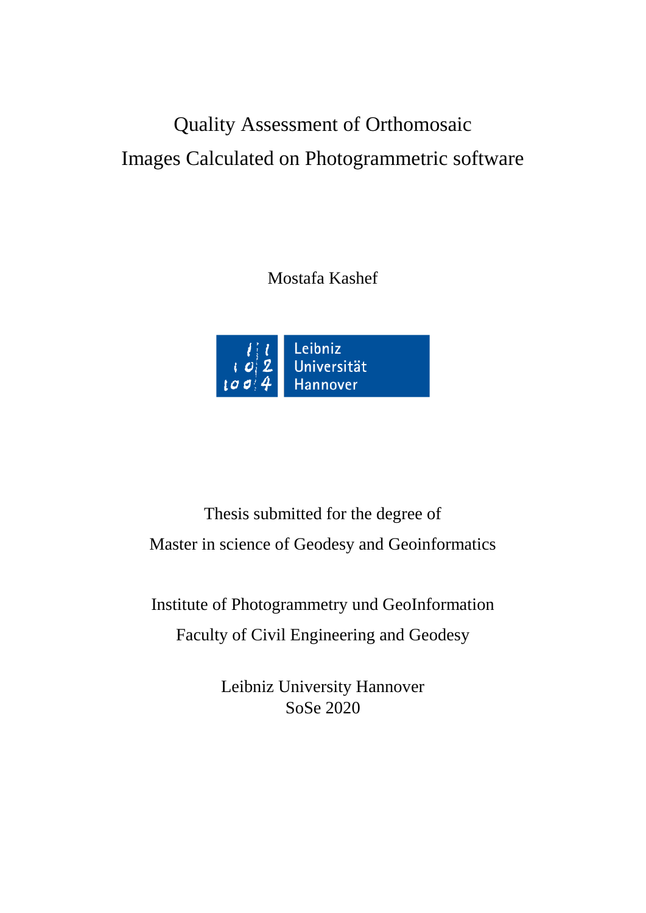# Quality Assessment of Orthomosaic Images Calculated on Photogrammetric software

Mostafa Kashef

Leibniz Universität Hannover

Thesis submitted for the degree of

Master in science of Geodesy and Geoinformatics

Institute of Photogrammetry und GeoInformation

Faculty of Civil Engineering and Geodesy

Leibniz University Hannover

SoSe 2020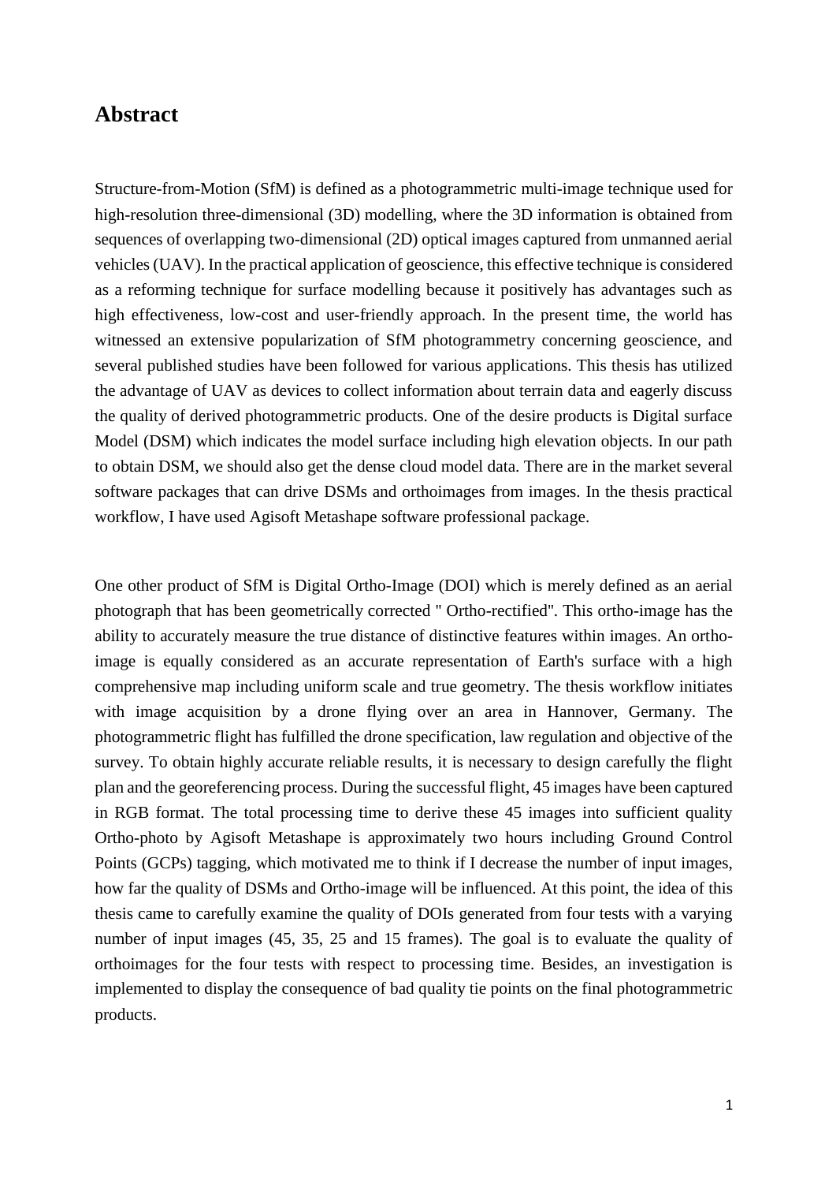# Abstract

Structure-from-Motion (SfM) is defined as a photogrammetric multi-image technique used for high-resolution three-dimensional (3D) modelling, where the 3D information is obtained from sequences of overlapping two-dimensional (2D) optical images captured from unmanned aerial vehicles (UAV). In the practical application of geoscience, this effective technique is considered as a reforming technique for surface modelling because it positively has advantages such as high effectiveness, low-cost and user-friendly approach. In the present time, the world has witnessed an extensive popularization of SfM photogrammetry concerning geoscience, and several published studies have been followed for various applications. This thesis has utilized the advantage of UAV as devices to collect information about terrain data and eagerly discuss the quality of derived photogrammetric products. One of the desire products is Digital surface Model (DSM) which indicates the model surface including high elevation objects. In our path to obtain DSM, we should also get the dense cloud model data. There are in the market several software packages that can drive DSMs and orthoimages from images. In the thesis practical workflow, I have used Agisoft Metashape software professional package.

One other product of SfM is Digital Ortho-Image (DOI) which is merely defined as an aerial photograph that has been geometrically corrected " Ortho-rectified". This ortho-image has the ability to accurately measure the true distance of distinctive features within images. An ortho-image is equally considered as an accurate representation of Earth's surface with a high comprehensive map including uniform scale and true geometry. The thesis workflow initiates with image acquisition by a drone flying over an area in Hannover, Germany. The photogrammetric flight has fulfilled the drone specification, law regulation and objective of the survey. To obtain highly accurate reliable results, it is necessary to design carefully the flight plan and the georeferencing process. During the successful flight, 45 images have been captured in RGB format. The total processing time to derive these 45 images into sufficient quality Ortho-photo by Agisoft Metashape is approximately two hours including Ground Control Points (GCPs) tagging, which motivated me to think if I decrease the number of input images, how far the quality of DSMs and Ortho-image will be influenced. At this point, the idea of this thesis came to carefully examine the quality of DOIs generated from four tests with a varying number of input images (45, 35, 25 and 15 frames). The goal is to evaluate the quality of orthoimages for the four tests with respect to processing time. Besides, an investigation is implemented to display the consequence of bad quality tie points on the final photogrammetric products.